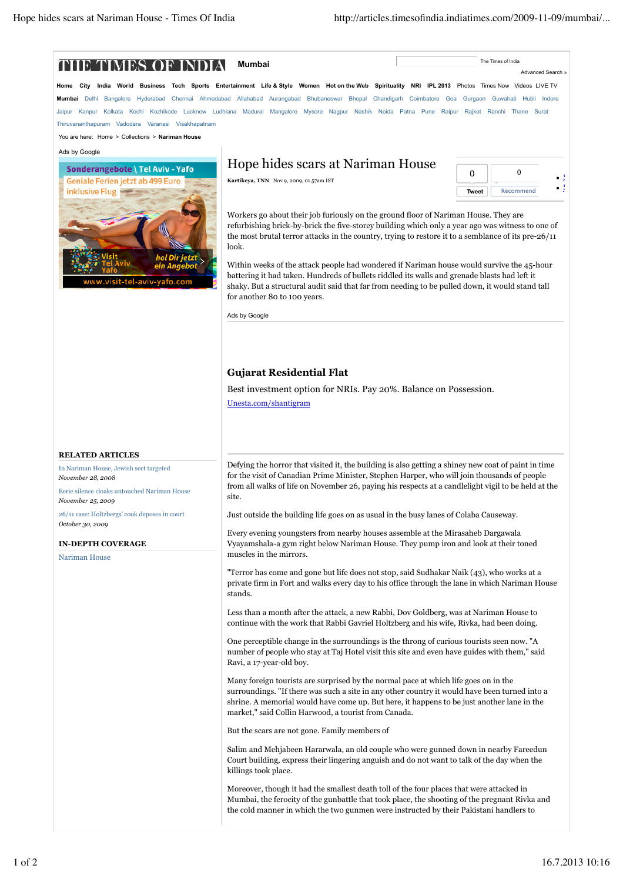# Hope hides scars at Nariman House

Kartikeya, TNN Nov 9, 2009, 01.57am IST

Workers go about their job furiously on the ground floor of Nariman House. They are refurbishing brick-by-brick the five-storey building which only a year ago was witness to one of the most brutal terror attacks in the country, trying to restore it to a semblance of its pre-26/11 look.

Within weeks of the attack people had wondered if Nariman house would survive the 45-hour battering it had taken. Hundreds of bullets riddled its walls and grenade blasts had left it shaky. But a structural audit said that far from needing to be pulled down, it would stand tall for another 80 to 100 years.

Defying the horror that visited it, the building is also getting a shiney new coat of paint in time for the visit of Canadian Prime Minister, Stephen Harper, who will join thousands of people from all walks of life on November 26, paying his respects at a candlelight vigil to be held at the site.

Just outside the building life goes on as usual in the busy lanes of Colaba Causeway.

Every evening youngsters from nearby houses assemble at the Mirasaheb Dargawala Vyayamshala-a gym right below Nariman House. They pump iron and look at their toned muscles in the mirrors.

"Terror has come and gone but life does not stop, said Sudhakar Naik (43), who works at a private firm in Fort and walks every day to his office through the lane in which Nariman House stands.

Less than a month after the attack, a new Rabbi, Dov Goldberg, was at Nariman House to continue with the work that Rabbi Gavriel Holtzberg and his wife, Rivka, had been doing.

One perceptible change in the surroundings is the throng of curious tourists seen now. "A number of people who stay at Taj Hotel visit this site and even have guides with them," said Ravi, a 17-year-old boy.

Many foreign tourists are surprised by the normal pace at which life goes on in the surroundings. "If there was such a site in any other country it would have been turned into a shrine. A memorial would have come up. But here, it happens to be just another lane in the market," said Collin Harwood, a tourist from Canada.

But the scars are not gone. Family members of

Salim and Mehjabeen Hararwala, an old couple who were gunned down in nearby Fareedun Court building, express their lingering anguish and do not want to talk of the day when the killings took place.

Moreover, though it had the smallest death toll of the four places that were attacked in Mumbai, the ferocity of the gunbattle that took place, the shooting of the pregnant Rivka and the cold manner in which the two gunmen were instructed by their Pakistani handlers to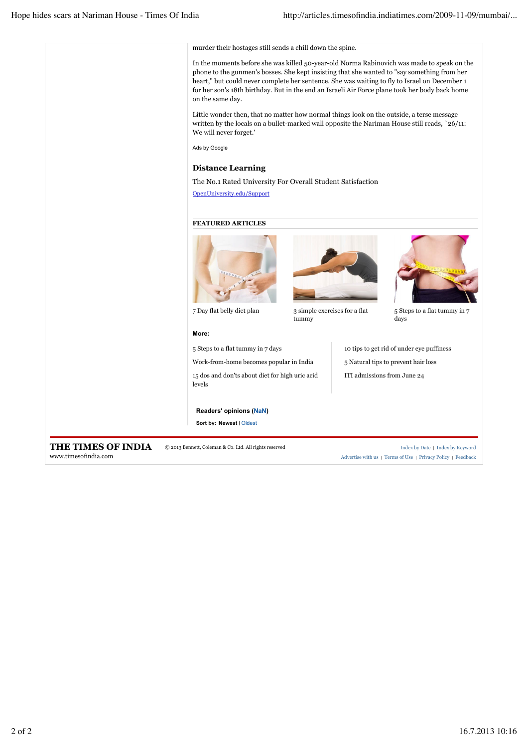murder their hostages still sends a chill down the spine.

In the moments before she was killed 50-year-old Norma Rabinovich was made to speak on the phone to the gunmen's bosses. She kept insisting that she wanted to "say something from her heart," but could never complete her sentence. She was waiting to fly to Israel on December 1 for her son's 18th birthday. But in the end an Israeli Air Force plane took her body back home on the same day.

Little wonder then, that no matter how normal things look on the outside, a terse message written by the locals on a bullet-marked wall opposite the Nariman House still reads, `26/11: We will never forget.'

Ads by Google

### Distance Learning

The No.1 Rated University For Overall Student Satisfaction

OpenUniversity.edu/Support

#### FEATURED ARTICLES

7 Day flat belly diet plan

3 simple exercises for a flat tummy

5 Steps to a flat tummy in 7 days

**More:**

- 5 Steps to a flat tummy in 7 days
- Work-from-home becomes popular in India
- 15 dos and don'ts about diet for high uric acid levels
- 10 tips to get rid of under eye puffiness
- 5 Natural tips to prevent hair loss
- ITI admissions from June 24

**Readers' opinions (NaN)**

**Sort by: Newest** | Oldest

**THE TIMES OF INDIA**
www.timesofindia.com

© 2013 Bennett, Coleman & Co. Ltd. All rights reserved

Index by Date | Index by Keyword
Advertise with us | Terms of Use | Privacy Policy | Feedback